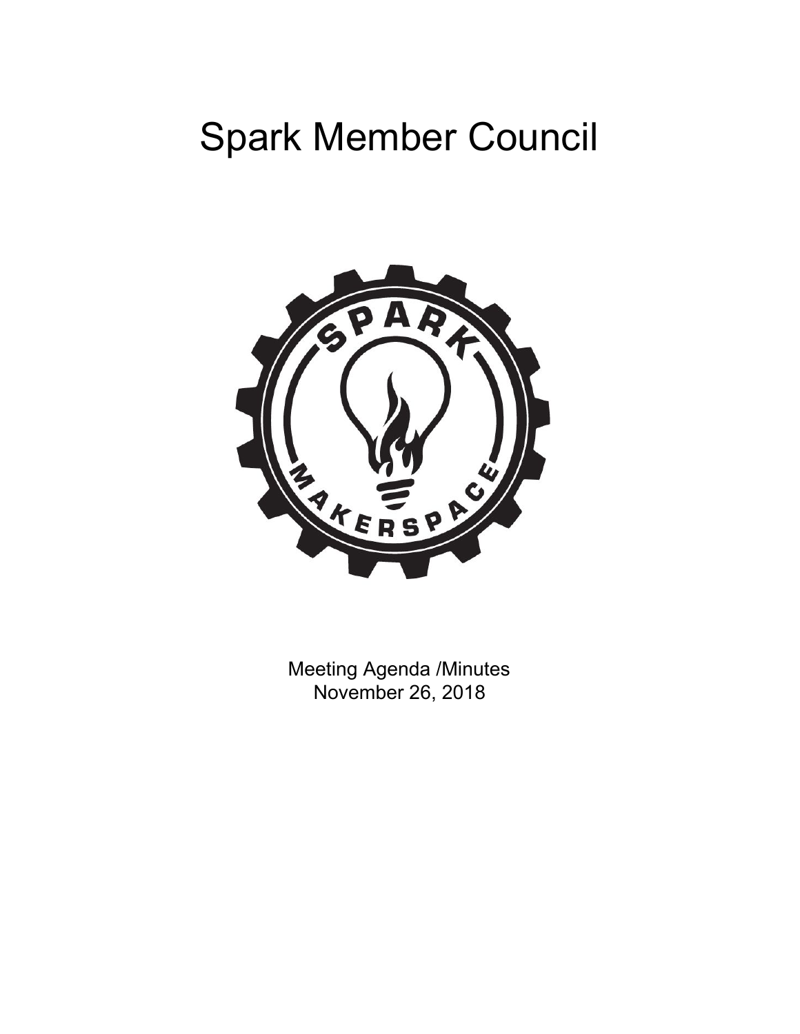# Spark Member Council

Meeting Agenda /Minutes
November 26, 2018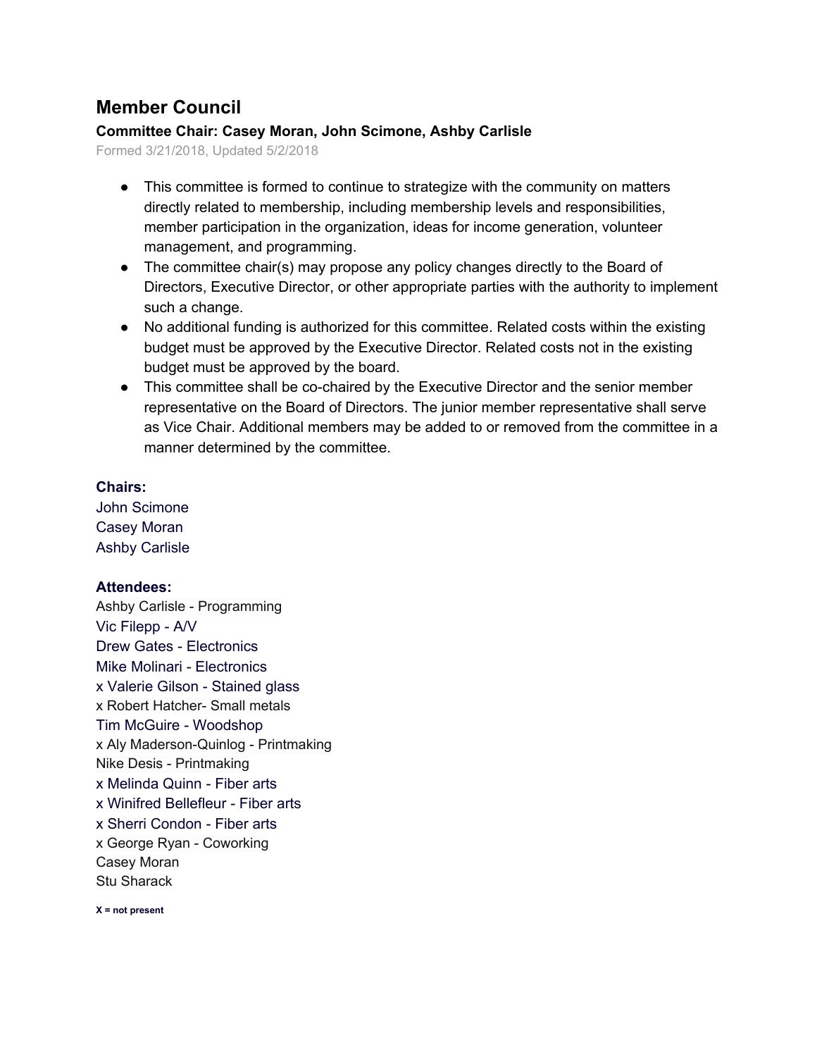## Member Council

**Committee Chair: Casey Moran, John Scimone, Ashby Carlisle**

Formed 3/21/2018, Updated 5/2/2018

- This committee is formed to continue to strategize with the community on matters directly related to membership, including membership levels and responsibilities, member participation in the organization, ideas for income generation, volunteer management, and programming.
- The committee chair(s) may propose any policy changes directly to the Board of Directors, Executive Director, or other appropriate parties with the authority to implement such a change.
- No additional funding is authorized for this committee. Related costs within the existing budget must be approved by the Executive Director. Related costs not in the existing budget must be approved by the board.
- This committee shall be co-chaired by the Executive Director and the senior member representative on the Board of Directors. The junior member representative shall serve as Vice Chair. Additional members may be added to or removed from the committee in a manner determined by the committee.

**Chairs:**

John Scimone
Casey Moran
Ashby Carlisle

**Attendees:**

Ashby Carlisle - Programming
Vic Filepp - A/V
Drew Gates - Electronics
Mike Molinari - Electronics
x Valerie Gilson - Stained glass
x Robert Hatcher- Small metals
Tim McGuire - Woodshop
x Aly Maderson-Quinlog - Printmaking
Nike Desis - Printmaking
x Melinda Quinn - Fiber arts
x Winifred Bellefleur - Fiber arts
x Sherri Condon - Fiber arts
x George Ryan - Coworking
Casey Moran
Stu Sharack

**X = not present**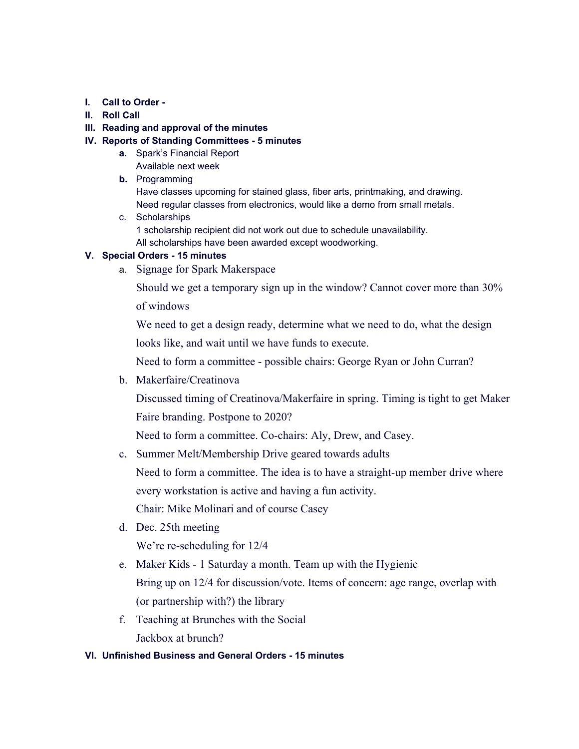I. **Call to Order -**
II. **Roll Call**
III. **Reading and approval of the minutes**
IV. **Reports of Standing Committees - 5 minutes**
   a. Spark's Financial Report
      Available next week
   b. Programming
      Have classes upcoming for stained glass, fiber arts, printmaking, and drawing.
      Need regular classes from electronics, would like a demo from small metals.
   c. Scholarships
      1 scholarship recipient did not work out due to schedule unavailability.
      All scholarships have been awarded except woodworking.
V. **Special Orders - 15 minutes**
   a. Signage for Spark Makerspace
      Should we get a temporary sign up in the window? Cannot cover more than 30% of windows
      We need to get a design ready, determine what we need to do, what the design looks like, and wait until we have funds to execute.
      Need to form a committee - possible chairs: George Ryan or John Curran?
   b. Makerfaire/Creatinova
      Discussed timing of Creatinova/Makerfaire in spring. Timing is tight to get Maker Faire branding. Postpone to 2020?
      Need to form a committee. Co-chairs: Aly, Drew, and Casey.
   c. Summer Melt/Membership Drive geared towards adults
      Need to form a committee. The idea is to have a straight-up member drive where every workstation is active and having a fun activity.
      Chair: Mike Molinari and of course Casey
   d. Dec. 25th meeting
      We're re-scheduling for 12/4
   e. Maker Kids - 1 Saturday a month. Team up with the Hygienic
      Bring up on 12/4 for discussion/vote. Items of concern: age range, overlap with (or partnership with?) the library
   f. Teaching at Brunches with the Social
      Jackbox at brunch?
VI. **Unfinished Business and General Orders - 15 minutes**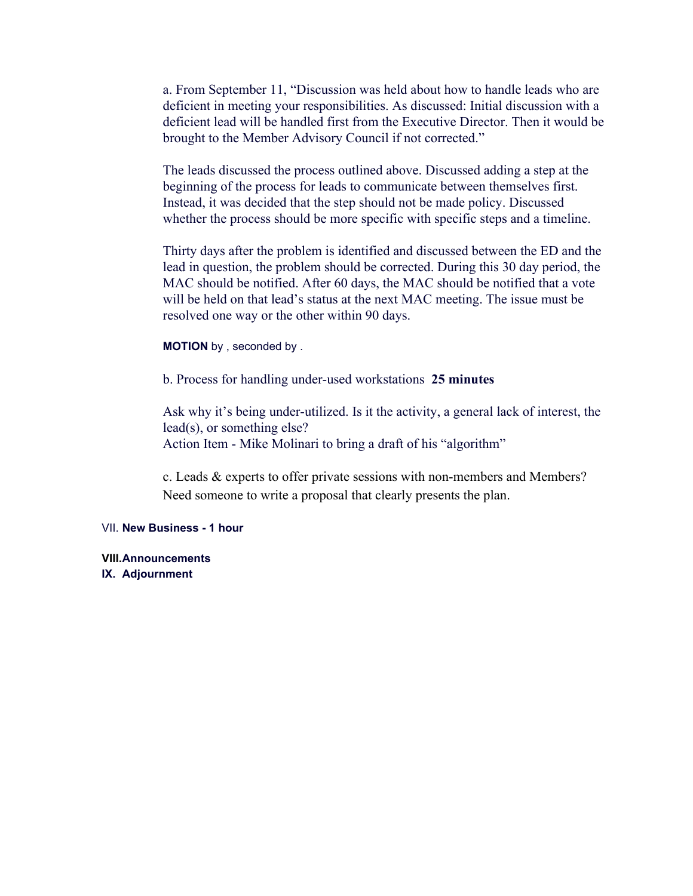a. From September 11, "Discussion was held about how to handle leads who are deficient in meeting your responsibilities. As discussed: Initial discussion with a deficient lead will be handled first from the Executive Director. Then it would be brought to the Member Advisory Council if not corrected."

The leads discussed the process outlined above. Discussed adding a step at the beginning of the process for leads to communicate between themselves first. Instead, it was decided that the step should not be made policy. Discussed whether the process should be more specific with specific steps and a timeline.

Thirty days after the problem is identified and discussed between the ED and the lead in question, the problem should be corrected. During this 30 day period, the MAC should be notified. After 60 days, the MAC should be notified that a vote will be held on that lead's status at the next MAC meeting. The issue must be resolved one way or the other within 90 days.

**MOTION** by , seconded by .

b. Process for handling under-used workstations **25 minutes**

Ask why it's being under-utilized. Is it the activity, a general lack of interest, the lead(s), or something else?
Action Item - Mike Molinari to bring a draft of his "algorithm"

c. Leads & experts to offer private sessions with non-members and Members? Need someone to write a proposal that clearly presents the plan.

VII. **New Business - 1 hour**

**VIII.Announcements**

**IX. Adjournment**